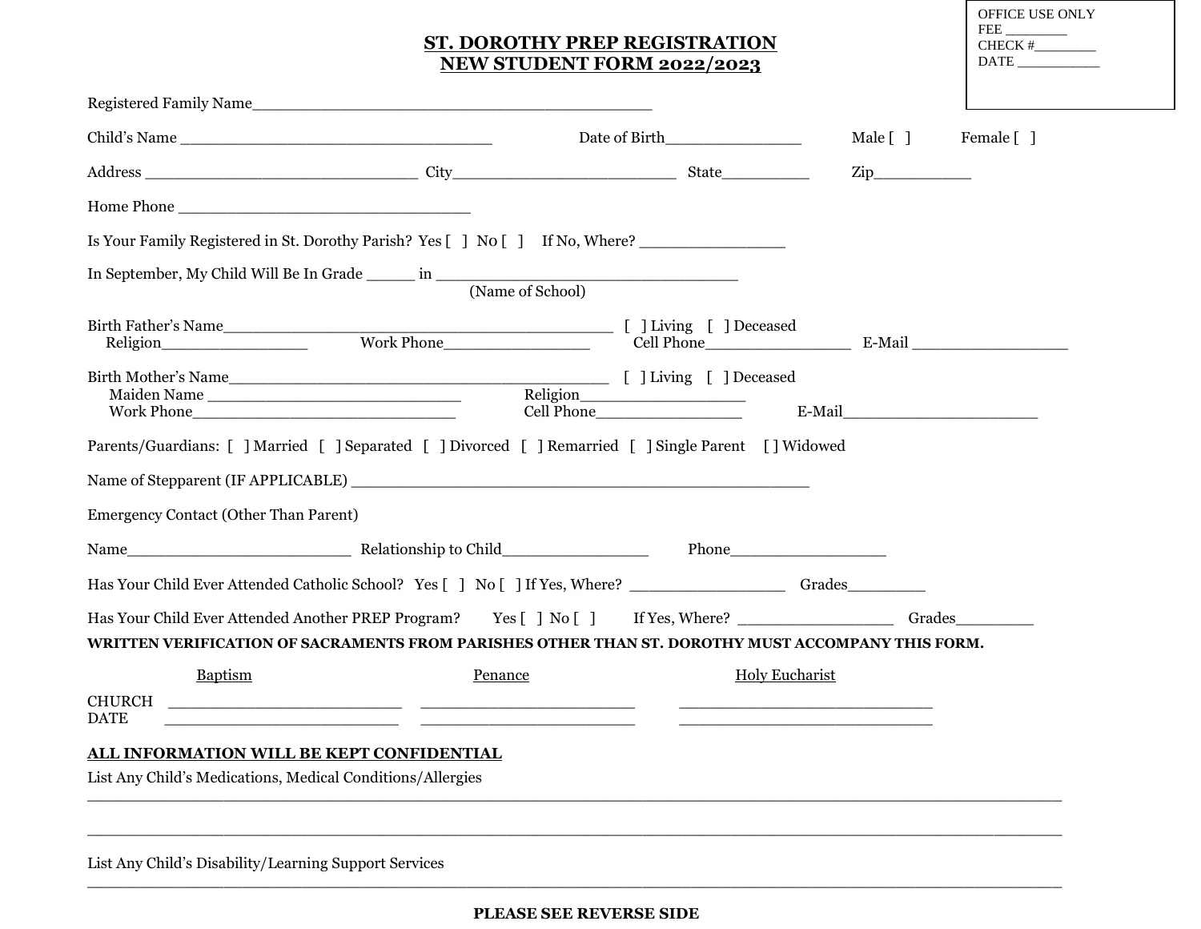OFFICE USE ONLY
FEE ________
CHECK #________
DATE ___________

# ST. DOROTHY PREP REGISTRATION
# NEW STUDENT FORM 2022/2023

Registered Family Name___________________________________________

Child's Name _________________________________ Date of Birth_______________ Male [ ] Female [ ]

Address ______________________________ City________________________ State__________ Zip___________

Home Phone _______________________________

Is Your Family Registered in St. Dorothy Parish? Yes [ ] No [ ] If No, Where? ________________

In September, My Child Will Be In Grade _____ in _________________________________
(Name of School)

Birth Father's Name ___________________________________________ [ ] Living [ ] Deceased
Religion________________ Work Phone________________ Cell Phone________________ E-Mail _________________

Birth Mother's Name__________________________________________ [ ] Living [ ] Deceased
Maiden Name ____________________________ Religion__________________
Work Phone____________________________ Cell Phone________________ E-Mail_____________________

Parents/Guardians: [ ] Married [ ] Separated [ ] Divorced [ ] Remarried [ ] Single Parent [ ] Widowed

Name of Stepparent (IF APPLICABLE) ___________________________________________________

Emergency Contact (Other Than Parent)

Name________________________ Relationship to Child________________ Phone_________________

Has Your Child Ever Attended Catholic School? Yes [ ] No [ ] If Yes, Where? _________________ Grades_________

Has Your Child Ever Attended Another PREP Program? Yes [ ] No [ ] If Yes, Where? _________________ Grades_________

**WRITTEN VERIFICATION OF SACRAMENTS FROM PARISHES OTHER THAN ST. DOROTHY MUST ACCOMPANY THIS FORM.**

| | Baptism | Penance | Holy Eucharist |
|---|---|---|---|
| CHURCH | _________________________ | _________________________ | ____________________________ |
| DATE | _________________________ | _________________________ | ____________________________ |

**ALL INFORMATION WILL BE KEPT CONFIDENTIAL**

List Any Child's Medications, Medical Conditions/Allergies
___________________________________________________________________________________________

___________________________________________________________________________________________

List Any Child's Disability/Learning Support Services
___________________________________________________________________________________________

**PLEASE SEE REVERSE SIDE**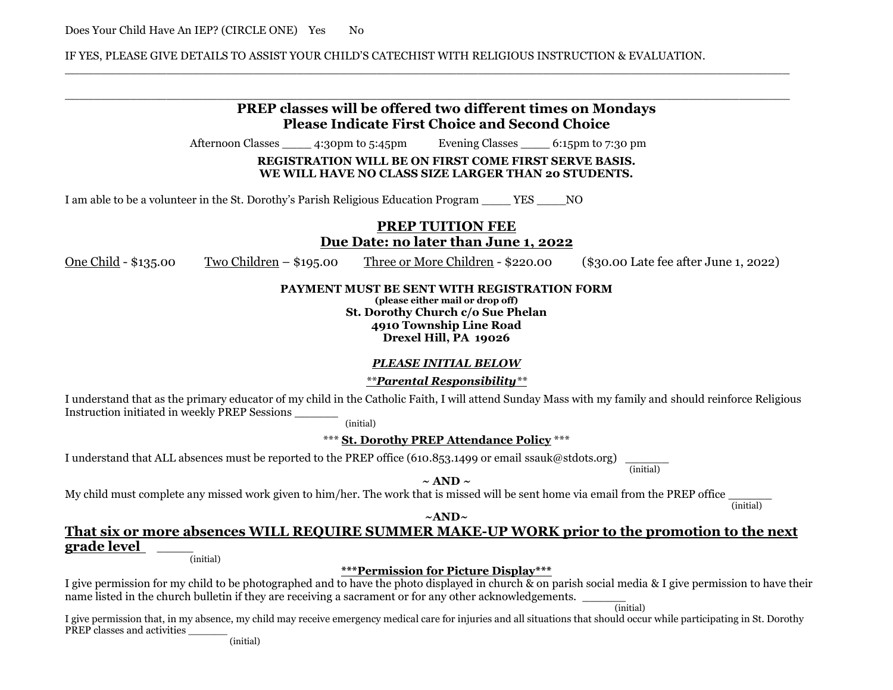Does Your Child Have An IEP? (CIRCLE ONE) Yes No

IF YES, PLEASE GIVE DETAILS TO ASSIST YOUR CHILD'S CATECHIST WITH RELIGIOUS INSTRUCTION & EVALUATION.

______________________________________________________________________________________________

______________________________________________________________________________________________

**PREP classes will be offered two different times on Mondays**
**Please Indicate First Choice and Second Choice**

Afternoon Classes ____ 4:30pm to 5:45pm Evening Classes ____ 6:15pm to 7:30 pm

**REGISTRATION WILL BE ON FIRST COME FIRST SERVE BASIS.**
**WE WILL HAVE NO CLASS SIZE LARGER THAN 20 STUDENTS.**

I am able to be a volunteer in the St. Dorothy's Parish Religious Education Program ____ YES ____NO

## PREP TUITION FEE
## Due Date: no later than June 1, 2022

One Child - $135.00 Two Children – $195.00 Three or More Children - $220.00 ($30.00 Late fee after June 1, 2022)

**PAYMENT MUST BE SENT WITH REGISTRATION FORM**
**(please either mail or drop off)**
**St. Dorothy Church c/o Sue Phelan**
**4910 Township Line Road**
**Drexel Hill, PA 19026**

***PLEASE INITIAL BELOW***

**Parental Responsibility**

I understand that as the primary educator of my child in the Catholic Faith, I will attend Sunday Mass with my family and should reinforce Religious Instruction initiated in weekly PREP Sessions ______ (initial)

*** **St. Dorothy PREP Attendance Policy** ***

I understand that ALL absences must be reported to the PREP office (610.853.1499 or email ssauk@stdots.org) ______ (initial)

~ AND ~

My child must complete any missed work given to him/her. The work that is missed will be sent home via email from the PREP office ______ (initial)

~AND~

**That six or more absences WILL REQUIRE SUMMER MAKE-UP WORK prior to the promotion to the next grade level** _____ (initial)

**\*\*\*Permission for Picture Display\*\*\***

I give permission for my child to be photographed and to have the photo displayed in church & on parish social media & I give permission to have their name listed in the church bulletin if they are receiving a sacrament or for any other acknowledgements. ______ (initial)

I give permission that, in my absence, my child may receive emergency medical care for injuries and all situations that should occur while participating in St. Dorothy PREP classes and activities ______ (initial)